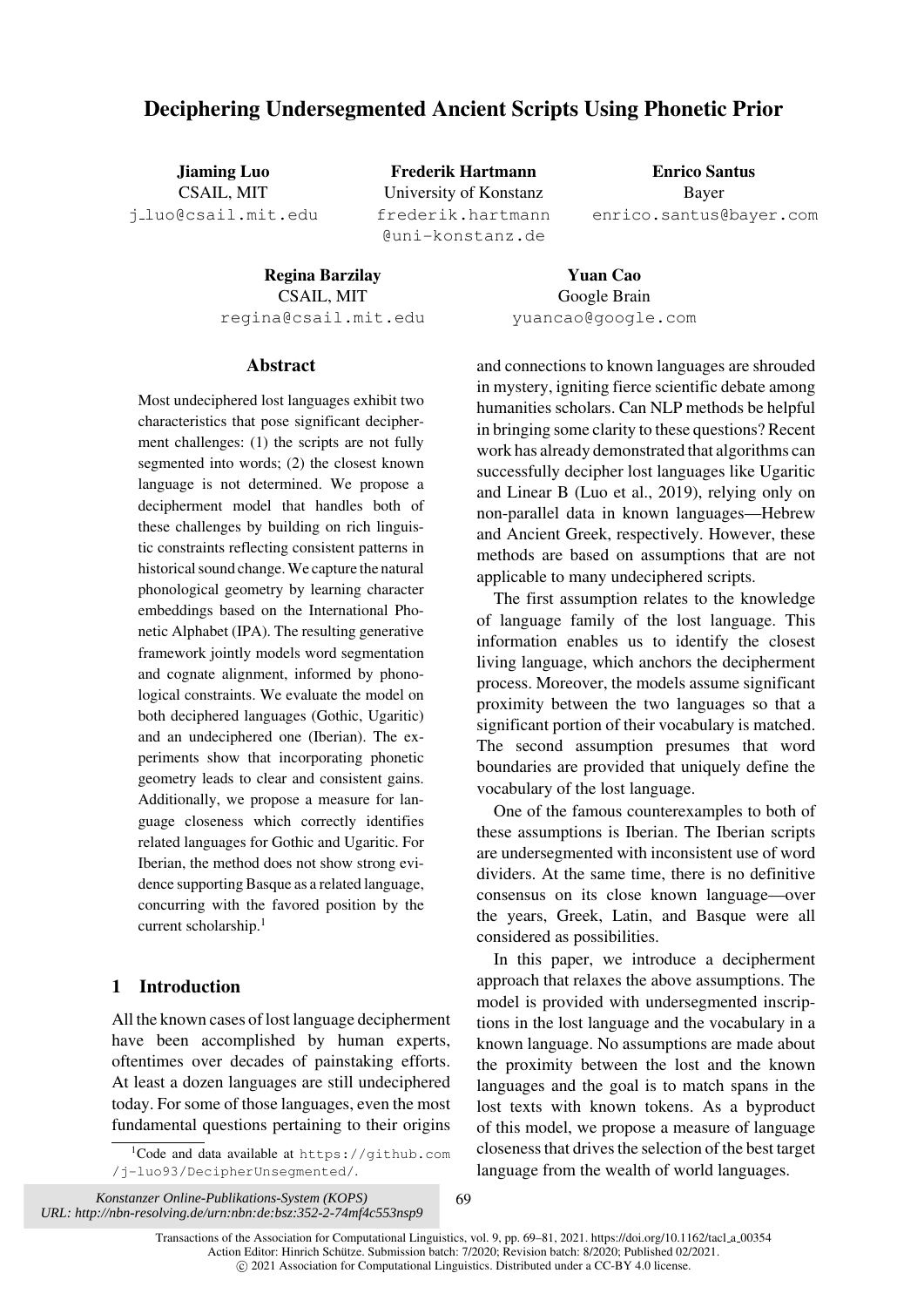# Deciphering Undersegmented Ancient Scripts Using Phonetic Prior

**Jiaming Luo**
CSAIL, MIT
j_luo@csail.mit.edu

**Frederik Hartmann**
University of Konstanz
frederik.hartmann@uni-konstanz.de

**Enrico Santus**
Bayer
enrico.santus@bayer.com

**Regina Barzilay**
CSAIL, MIT
regina@csail.mit.edu

**Yuan Cao**
Google Brain
yuancao@google.com

## Abstract

Most undeciphered lost languages exhibit two characteristics that pose significant decipherment challenges: (1) the scripts are not fully segmented into words; (2) the closest known language is not determined. We propose a decipherment model that handles both of these challenges by building on rich linguistic constraints reflecting consistent patterns in historical sound change. We capture the natural phonological geometry by learning character embeddings based on the International Phonetic Alphabet (IPA). The resulting generative framework jointly models word segmentation and cognate alignment, informed by phonological constraints. We evaluate the model on both deciphered languages (Gothic, Ugaritic) and an undeciphered one (Iberian). The experiments show that incorporating phonetic geometry leads to clear and consistent gains. Additionally, we propose a measure for language closeness which correctly identifies related languages for Gothic and Ugaritic. For Iberian, the method does not show strong evidence supporting Basque as a related language, concurring with the favored position by the current scholarship.[1]

## 1 Introduction

All the known cases of lost language decipherment have been accomplished by human experts, oftentimes over decades of painstaking efforts. At least a dozen languages are still undeciphered today. For some of those languages, even the most fundamental questions pertaining to their origins and connections to known languages are shrouded in mystery, igniting fierce scientific debate among humanities scholars. Can NLP methods be helpful in bringing some clarity to these questions? Recent work has already demonstrated that algorithms can successfully decipher lost languages like Ugaritic and Linear B (Luo et al., 2019), relying only on non-parallel data in known languages—Hebrew and Ancient Greek, respectively. However, these methods are based on assumptions that are not applicable to many undeciphered scripts.

The first assumption relates to the knowledge of language family of the lost language. This information enables us to identify the closest living language, which anchors the decipherment process. Moreover, the models assume significant proximity between the two languages so that a significant portion of their vocabulary is matched. The second assumption presumes that word boundaries are provided that uniquely define the vocabulary of the lost language.

One of the famous counterexamples to both of these assumptions is Iberian. The Iberian scripts are undersegmented with inconsistent use of word dividers. At the same time, there is no definitive consensus on its close known language—over the years, Greek, Latin, and Basque were all considered as possibilities.

In this paper, we introduce a decipherment approach that relaxes the above assumptions. The model is provided with undersegmented inscriptions in the lost language and the vocabulary in a known language. No assumptions are made about the proximity between the lost and the known languages and the goal is to match spans in the lost texts with known tokens. As a byproduct of this model, we propose a measure of language closeness that drives the selection of the best target language from the wealth of world languages.

[1] Code and data available at https://github.com/j-luo93/DecipherUnsegmented/.

*Konstanzer Online-Publikations-System (KOPS)*
*URL: http://nbn-resolving.de/urn:nbn:de:bsz:352-2-74mf4c553nsp9*

Transactions of the Association for Computational Linguistics, vol. 9, pp. 69–81, 2021. https://doi.org/10.1162/tacl_a_00354
Action Editor: Hinrich Schütze. Submission batch: 7/2020; Revision batch: 8/2020; Published 02/2021.
© 2021 Association for Computational Linguistics. Distributed under a CC-BY 4.0 license.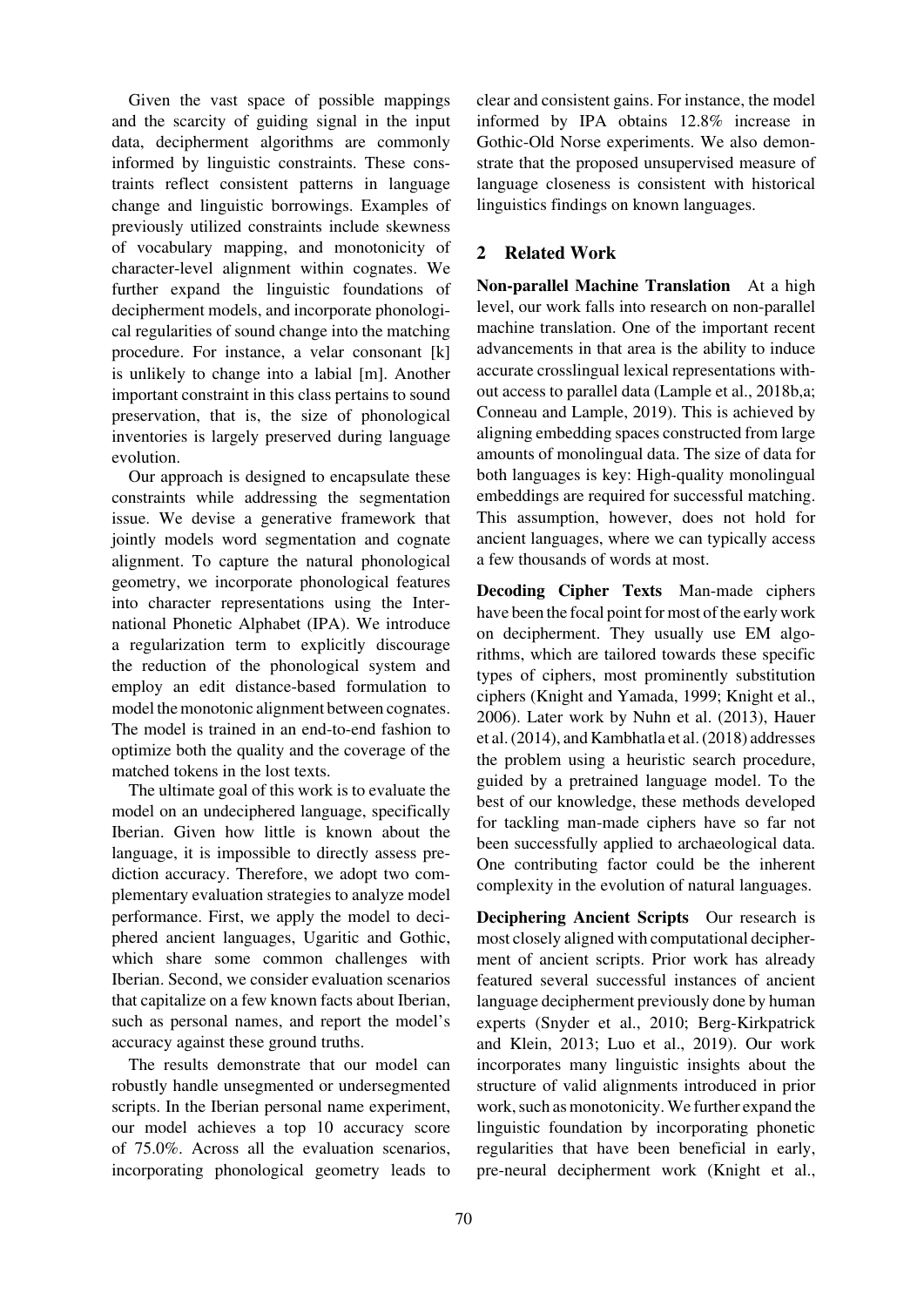Given the vast space of possible mappings and the scarcity of guiding signal in the input data, decipherment algorithms are commonly informed by linguistic constraints. These constraints reflect consistent patterns in language change and linguistic borrowings. Examples of previously utilized constraints include skewness of vocabulary mapping, and monotonicity of character-level alignment within cognates. We further expand the linguistic foundations of decipherment models, and incorporate phonological regularities of sound change into the matching procedure. For instance, a velar consonant [k] is unlikely to change into a labial [m]. Another important constraint in this class pertains to sound preservation, that is, the size of phonological inventories is largely preserved during language evolution.

Our approach is designed to encapsulate these constraints while addressing the segmentation issue. We devise a generative framework that jointly models word segmentation and cognate alignment. To capture the natural phonological geometry, we incorporate phonological features into character representations using the International Phonetic Alphabet (IPA). We introduce a regularization term to explicitly discourage the reduction of the phonological system and employ an edit distance-based formulation to model the monotonic alignment between cognates. The model is trained in an end-to-end fashion to optimize both the quality and the coverage of the matched tokens in the lost texts.

The ultimate goal of this work is to evaluate the model on an undeciphered language, specifically Iberian. Given how little is known about the language, it is impossible to directly assess prediction accuracy. Therefore, we adopt two complementary evaluation strategies to analyze model performance. First, we apply the model to deciphered ancient languages, Ugaritic and Gothic, which share some common challenges with Iberian. Second, we consider evaluation scenarios that capitalize on a few known facts about Iberian, such as personal names, and report the model's accuracy against these ground truths.

The results demonstrate that our model can robustly handle unsegmented or undersegmented scripts. In the Iberian personal name experiment, our model achieves a top 10 accuracy score of 75.0%. Across all the evaluation scenarios, incorporating phonological geometry leads to clear and consistent gains. For instance, the model informed by IPA obtains 12.8% increase in Gothic-Old Norse experiments. We also demonstrate that the proposed unsupervised measure of language closeness is consistent with historical linguistics findings on known languages.

## 2 Related Work

**Non-parallel Machine Translation** At a high level, our work falls into research on non-parallel machine translation. One of the important recent advancements in that area is the ability to induce accurate crosslingual lexical representations without access to parallel data (Lample et al., 2018b,a; Conneau and Lample, 2019). This is achieved by aligning embedding spaces constructed from large amounts of monolingual data. The size of data for both languages is key: High-quality monolingual embeddings are required for successful matching. This assumption, however, does not hold for ancient languages, where we can typically access a few thousands of words at most.

**Decoding Cipher Texts** Man-made ciphers have been the focal point for most of the early work on decipherment. They usually use EM algorithms, which are tailored towards these specific types of ciphers, most prominently substitution ciphers (Knight and Yamada, 1999; Knight et al., 2006). Later work by Nuhn et al. (2013), Hauer et al. (2014), and Kambhatla et al. (2018) addresses the problem using a heuristic search procedure, guided by a pretrained language model. To the best of our knowledge, these methods developed for tackling man-made ciphers have so far not been successfully applied to archaeological data. One contributing factor could be the inherent complexity in the evolution of natural languages.

**Deciphering Ancient Scripts** Our research is most closely aligned with computational decipherment of ancient scripts. Prior work has already featured several successful instances of ancient language decipherment previously done by human experts (Snyder et al., 2010; Berg-Kirkpatrick and Klein, 2013; Luo et al., 2019). Our work incorporates many linguistic insights about the structure of valid alignments introduced in prior work, such as monotonicity. We further expand the linguistic foundation by incorporating phonetic regularities that have been beneficial in early, pre-neural decipherment work (Knight et al.,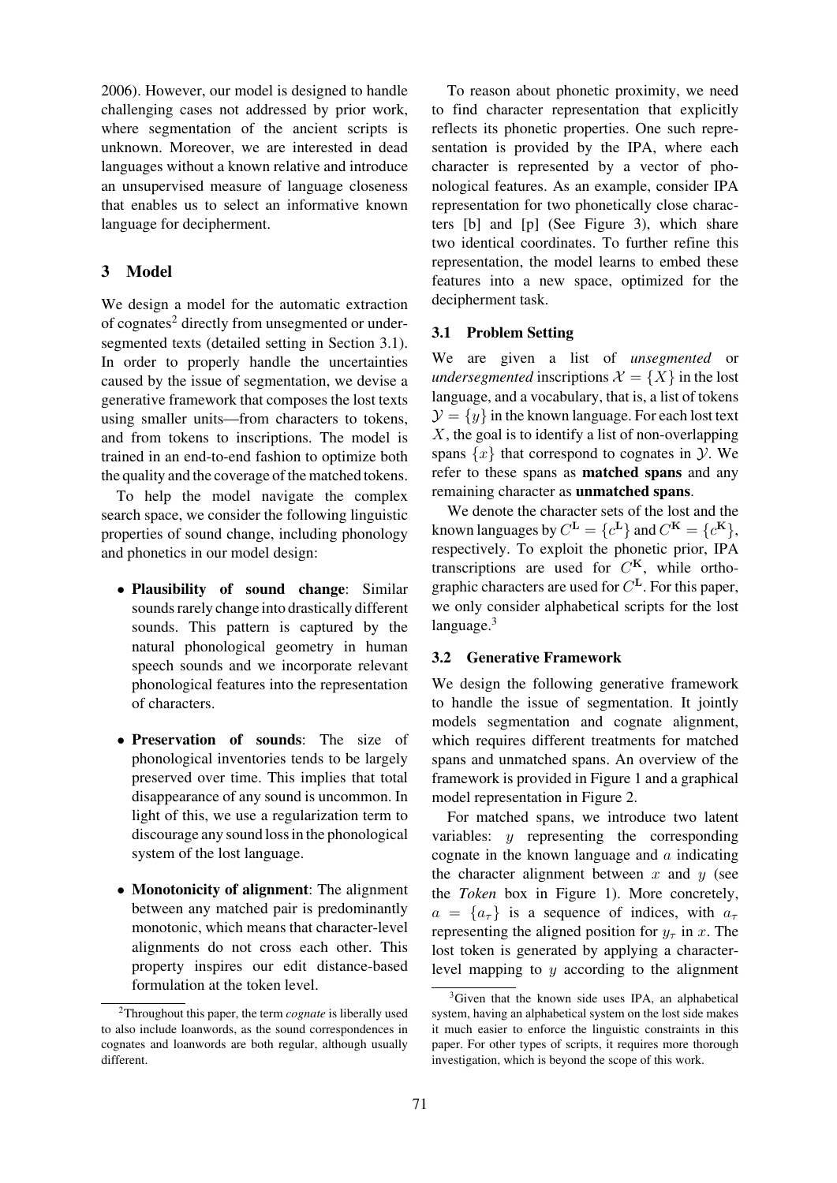2006). However, our model is designed to handle challenging cases not addressed by prior work, where segmentation of the ancient scripts is unknown. Moreover, we are interested in dead languages without a known relative and introduce an unsupervised measure of language closeness that enables us to select an informative known language for decipherment.

## 3 Model

We design a model for the automatic extraction of cognates[2] directly from unsegmented or undersegmented texts (detailed setting in Section 3.1). In order to properly handle the uncertainties caused by the issue of segmentation, we devise a generative framework that composes the lost texts using smaller units—from characters to tokens, and from tokens to inscriptions. The model is trained in an end-to-end fashion to optimize both the quality and the coverage of the matched tokens.

To help the model navigate the complex search space, we consider the following linguistic properties of sound change, including phonology and phonetics in our model design:

- **Plausibility of sound change**: Similar sounds rarely change into drastically different sounds. This pattern is captured by the natural phonological geometry in human speech sounds and we incorporate relevant phonological features into the representation of characters.
- **Preservation of sounds**: The size of phonological inventories tends to be largely preserved over time. This implies that total disappearance of any sound is uncommon. In light of this, we use a regularization term to discourage any sound loss in the phonological system of the lost language.
- **Monotonicity of alignment**: The alignment between any matched pair is predominantly monotonic, which means that character-level alignments do not cross each other. This property inspires our edit distance-based formulation at the token level.

To reason about phonetic proximity, we need to find character representation that explicitly reflects its phonetic properties. One such representation is provided by the IPA, where each character is represented by a vector of phonological features. As an example, consider IPA representation for two phonetically close characters [b] and [p] (See Figure 3), which share two identical coordinates. To further refine this representation, the model learns to embed these features into a new space, optimized for the decipherment task.

### 3.1 Problem Setting

We are given a list of *unsegmented* or *undersegmented* inscriptions $\mathcal{X} = \{X\}$ in the lost language, and a vocabulary, that is, a list of tokens $\mathcal{Y} = \{y\}$ in the known language. For each lost text $X$, the goal is to identify a list of non-overlapping spans $\{x\}$ that correspond to cognates in $\mathcal{Y}$. We refer to these spans as **matched spans** and any remaining character as **unmatched spans**.

We denote the character sets of the lost and the known languages by $C^{\mathbf{L}} = \{c^{\mathbf{L}}\}$ and $C^{\mathbf{K}} = \{c^{\mathbf{K}}\}$, respectively. To exploit the phonetic prior, IPA transcriptions are used for $C^{\mathbf{K}}$, while orthographic characters are used for $C^{\mathbf{L}}$. For this paper, we only consider alphabetical scripts for the lost language.[3]

### 3.2 Generative Framework

We design the following generative framework to handle the issue of segmentation. It jointly models segmentation and cognate alignment, which requires different treatments for matched spans and unmatched spans. An overview of the framework is provided in Figure 1 and a graphical model representation in Figure 2.

For matched spans, we introduce two latent variables: $y$ representing the corresponding cognate in the known language and $a$ indicating the character alignment between $x$ and $y$ (see the *Token* box in Figure 1). More concretely, $a = \{a_\tau\}$ is a sequence of indices, with $a_\tau$ representing the aligned position for $y_\tau$ in $x$. The lost token is generated by applying a character-level mapping to $y$ according to the alignment

[2] Throughout this paper, the term *cognate* is liberally used to also include loanwords, as the sound correspondences in cognates and loanwords are both regular, although usually different.

[3] Given that the known side uses IPA, an alphabetical system, having an alphabetical system on the lost side makes it much easier to enforce the linguistic constraints in this paper. For other types of scripts, it requires more thorough investigation, which is beyond the scope of this work.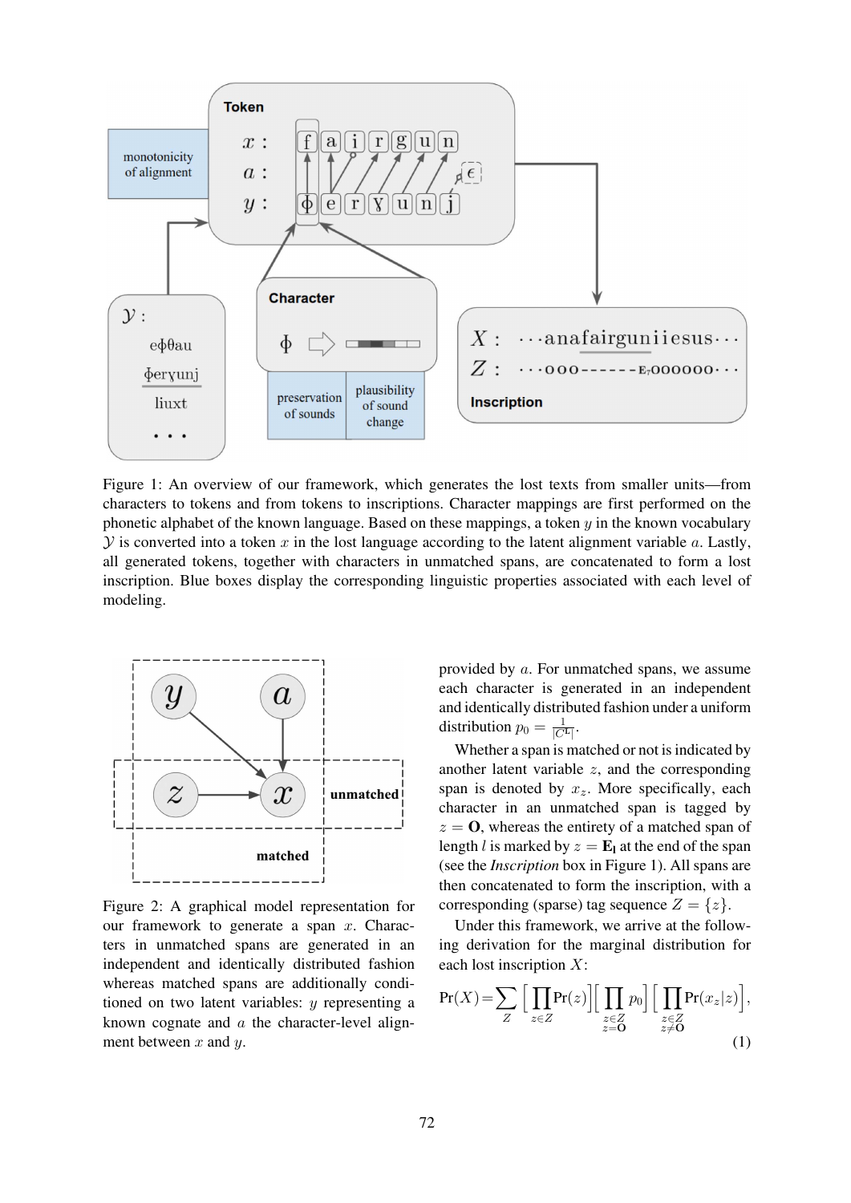Figure 1: An overview of our framework, which generates the lost texts from smaller units—from characters to tokens and from tokens to inscriptions. Character mappings are first performed on the phonetic alphabet of the known language. Based on these mappings, a token $y$ in the known vocabulary $\mathcal{Y}$ is converted into a token $x$ in the lost language according to the latent alignment variable $a$. Lastly, all generated tokens, together with characters in unmatched spans, are concatenated to form a lost inscription. Blue boxes display the corresponding linguistic properties associated with each level of modeling.

Figure 2: A graphical model representation for our framework to generate a span $x$. Characters in unmatched spans are generated in an independent and identically distributed fashion whereas matched spans are additionally conditioned on two latent variables: $y$ representing a known cognate and $a$ the character-level alignment between $x$ and $y$.

provided by $a$. For unmatched spans, we assume each character is generated in an independent and identically distributed fashion under a uniform distribution $p_0 = \frac{1}{|C^{\mathrm{L}}|}$.

Whether a span is matched or not is indicated by another latent variable $z$, and the corresponding span is denoted by $x_z$. More specifically, each character in an unmatched span is tagged by $z = \mathbf{O}$, whereas the entirety of a matched span of length $l$ is marked by $z = \mathbf{E_l}$ at the end of the span (see the *Inscription* box in Figure 1). All spans are then concatenated to form the inscription, with a corresponding (sparse) tag sequence $Z = \{z\}$.

Under this framework, we arrive at the following derivation for the marginal distribution for each lost inscription $X$:

$$\Pr(X) = \sum_{Z} \Big[ \prod_{z \in Z} \Pr(z) \Big] \Big[ \prod_{\substack{z \in Z \\ z = \mathbf{O}}} p_0 \Big] \Big[ \prod_{\substack{z \in Z \\ z \neq \mathbf{O}}} \Pr(x_z | z) \Big], \tag{1}$$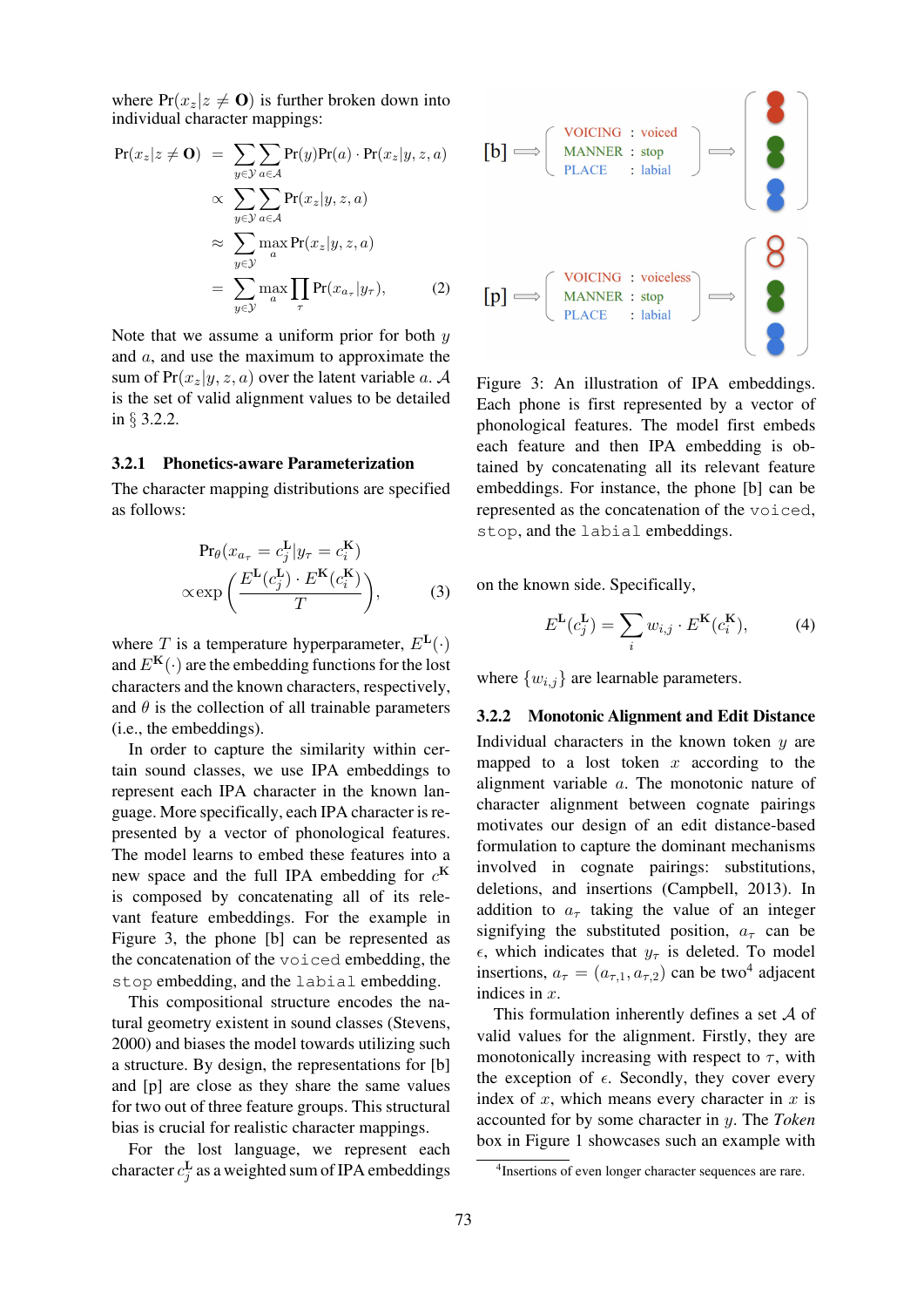where $\Pr(x_z | z \neq \mathbf{O})$ is further broken down into individual character mappings:

$$
\begin{aligned}
\Pr(x_z | z \neq \mathbf{O}) &= \sum_{y \in \mathcal{Y}} \sum_{a \in \mathcal{A}} \Pr(y) \Pr(a) \cdot \Pr(x_z | y, z, a) \\
&\propto \sum_{y \in \mathcal{Y}} \sum_{a \in \mathcal{A}} \Pr(x_z | y, z, a) \\
&\approx \sum_{y \in \mathcal{Y}} \max_{a} \Pr(x_z | y, z, a) \\
&= \sum_{y \in \mathcal{Y}} \max_{a} \prod_{\tau} \Pr(x_{a_\tau} | y_\tau), \qquad (2)
\end{aligned}
$$

Note that we assume a uniform prior for both $y$ and $a$, and use the maximum to approximate the sum of $\Pr(x_z | y, z, a)$ over the latent variable $a$. $\mathcal{A}$ is the set of valid alignment values to be detailed in § 3.2.2.

### 3.2.1 Phonetics-aware Parameterization

The character mapping distributions are specified as follows:

$$
\Pr_\theta(x_{a_\tau} = c_j^{\mathbf{L}} | y_\tau = c_i^{\mathbf{K}}) \propto \exp\left( \frac{E^{\mathbf{L}}(c_j^{\mathbf{L}}) \cdot E^{\mathbf{K}}(c_i^{\mathbf{K}})}{T} \right), \qquad (3)
$$

where $T$ is a temperature hyperparameter, $E^{\mathbf{L}}(\cdot)$ and $E^{\mathbf{K}}(\cdot)$ are the embedding functions for the lost characters and the known characters, respectively, and $\theta$ is the collection of all trainable parameters (i.e., the embeddings).

In order to capture the similarity within certain sound classes, we use IPA embeddings to represent each IPA character in the known language. More specifically, each IPA character is represented by a vector of phonological features. The model learns to embed these features into a new space and the full IPA embedding for $c^{\mathbf{K}}$ is composed by concatenating all of its relevant feature embeddings. For the example in Figure 3, the phone [b] can be represented as the concatenation of the `voiced` embedding, the `stop` embedding, and the `labial` embedding.

This compositional structure encodes the natural geometry existent in sound classes (Stevens, 2000) and biases the model towards utilizing such a structure. By design, the representations for [b] and [p] are close as they share the same values for two out of three feature groups. This structural bias is crucial for realistic character mappings.

For the lost language, we represent each character $c_j^{\mathbf{L}}$ as a weighted sum of IPA embeddings on the known side. Specifically,

$$
E^{\mathbf{L}}(c_j^{\mathbf{L}}) = \sum_i w_{i,j} \cdot E^{\mathbf{K}}(c_i^{\mathbf{K}}), \qquad (4)
$$

where $\{w_{i,j}\}$ are learnable parameters.

[b] ⟹ VOICING : voiced, MANNER : stop, PLACE : labial ⟹

[p] ⟹ VOICING : voiceless, MANNER : stop, PLACE : labial ⟹

Figure 3: An illustration of IPA embeddings. Each phone is first represented by a vector of phonological features. The model first embeds each feature and then IPA embedding is obtained by concatenating all its relevant feature embeddings. For instance, the phone [b] can be represented as the concatenation of the `voiced`, `stop`, and the `labial` embeddings.

### 3.2.2 Monotonic Alignment and Edit Distance

Individual characters in the known token $y$ are mapped to a lost token $x$ according to the alignment variable $a$. The monotonic nature of character alignment between cognate pairings motivates our design of an edit distance-based formulation to capture the dominant mechanisms involved in cognate pairings: substitutions, deletions, and insertions (Campbell, 2013). In addition to $a_\tau$ taking the value of an integer signifying the substituted position, $a_\tau$ can be $\epsilon$, which indicates that $y_\tau$ is deleted. To model insertions, $a_\tau = (a_{\tau,1}, a_{\tau,2})$ can be two[4] adjacent indices in $x$.

This formulation inherently defines a set $\mathcal{A}$ of valid values for the alignment. Firstly, they are monotonically increasing with respect to $\tau$, with the exception of $\epsilon$. Secondly, they cover every index of $x$, which means every character in $x$ is accounted for by some character in $y$. The *Token* box in Figure 1 showcases such an example with

[4]Insertions of even longer character sequences are rare.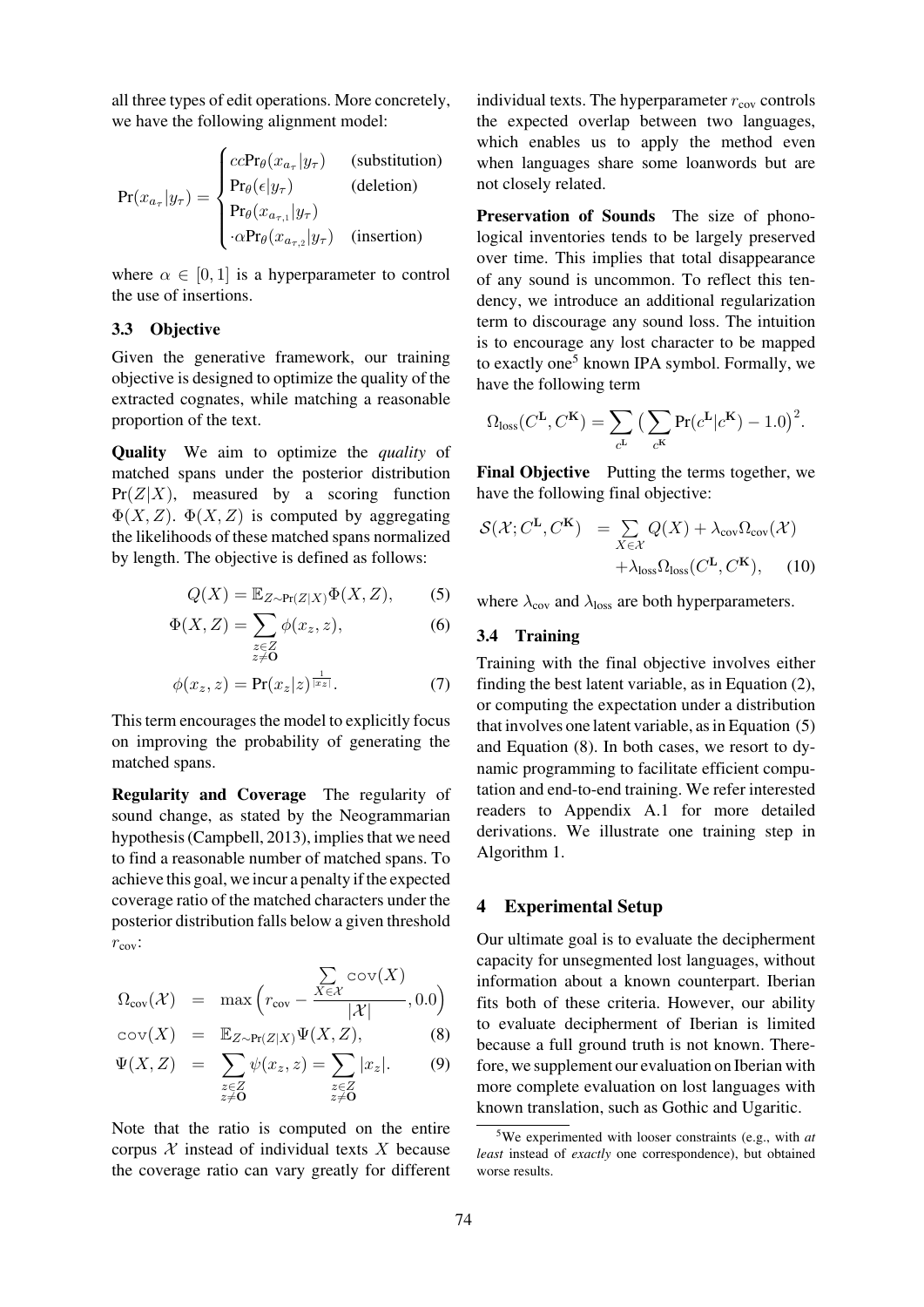all three types of edit operations. More concretely, we have the following alignment model:

$$\Pr(x_{a_\tau}|y_\tau) = \begin{cases} cc\Pr_\theta(x_{a_\tau}|y_\tau) & \text{(substitution)} \\ \Pr_\theta(\epsilon|y_\tau) & \text{(deletion)} \\ \Pr_\theta(x_{a_{\tau,1}}|y_\tau) & \\ \cdot\alpha\Pr_\theta(x_{a_{\tau,2}}|y_\tau) & \text{(insertion)} \end{cases}$$

where $\alpha \in [0, 1]$ is a hyperparameter to control the use of insertions.

### 3.3 Objective

Given the generative framework, our training objective is designed to optimize the quality of the extracted cognates, while matching a reasonable proportion of the text.

**Quality** We aim to optimize the *quality* of matched spans under the posterior distribution $\Pr(Z|X)$, measured by a scoring function $\Phi(X, Z)$. $\Phi(X, Z)$ is computed by aggregating the likelihoods of these matched spans normalized by length. The objective is defined as follows:

$$Q(X) = \mathbb{E}_{Z\sim\Pr(Z|X)}\Phi(X, Z), \tag{5}$$

$$\Phi(X, Z) = \sum_{\substack{z\in Z \\ z\neq \mathbf{O}}} \phi(x_z, z), \tag{6}$$

$$\phi(x_z, z) = \Pr(x_z|z)^{\frac{1}{|x_z|}}. \tag{7}$$

This term encourages the model to explicitly focus on improving the probability of generating the matched spans.

**Regularity and Coverage** The regularity of sound change, as stated by the Neogrammarian hypothesis (Campbell, 2013), implies that we need to find a reasonable number of matched spans. To achieve this goal, we incur a penalty if the expected coverage ratio of the matched characters under the posterior distribution falls below a given threshold $r_{\text{cov}}$:

$$\Omega_{\text{cov}}(\mathcal{X}) = \max\Big(r_{\text{cov}} - \frac{\sum_{X\in\mathcal{X}} \texttt{cov}(X)}{|\mathcal{X}|}, 0.0\Big)$$

$$\texttt{cov}(X) = \mathbb{E}_{Z\sim\Pr(Z|X)}\Psi(X, Z), \tag{8}$$

$$\Psi(X, Z) = \sum_{\substack{z\in Z \\ z\neq \mathbf{O}}} \psi(x_z, z) = \sum_{\substack{z\in Z \\ z\neq \mathbf{O}}} |x_z|. \tag{9}$$

Note that the ratio is computed on the entire corpus $\mathcal{X}$ instead of individual texts $X$ because the coverage ratio can vary greatly for different individual texts. The hyperparameter $r_{\text{cov}}$ controls the expected overlap between two languages, which enables us to apply the method even when languages share some loanwords but are not closely related.

**Preservation of Sounds** The size of phonological inventories tends to be largely preserved over time. This implies that total disappearance of any sound is uncommon. To reflect this tendency, we introduce an additional regularization term to discourage any sound loss. The intuition is to encourage any lost character to be mapped to exactly one[5] known IPA symbol. Formally, we have the following term

$$\Omega_{\text{loss}}(C^{\mathbf{L}}, C^{\mathbf{K}}) = \sum_{c^{\mathbf{L}}} \big(\sum_{c^{\mathbf{K}}} \Pr(c^{\mathbf{L}}|c^{\mathbf{K}}) - 1.0\big)^2.$$

**Final Objective** Putting the terms together, we have the following final objective:

$$\begin{aligned} \mathcal{S}(\mathcal{X}; C^{\mathbf{L}}, C^{\mathbf{K}}) &= \sum_{X\in\mathcal{X}} Q(X) + \lambda_{\text{cov}}\Omega_{\text{cov}}(\mathcal{X}) \\ &\quad + \lambda_{\text{loss}}\Omega_{\text{loss}}(C^{\mathbf{L}}, C^{\mathbf{K}}), \end{aligned} \tag{10}$$

where $\lambda_{\text{cov}}$ and $\lambda_{\text{loss}}$ are both hyperparameters.

### 3.4 Training

Training with the final objective involves either finding the best latent variable, as in Equation (2), or computing the expectation under a distribution that involves one latent variable, as in Equation (5) and Equation (8). In both cases, we resort to dynamic programming to facilitate efficient computation and end-to-end training. We refer interested readers to Appendix A.1 for more detailed derivations. We illustrate one training step in Algorithm 1.

## 4 Experimental Setup

Our ultimate goal is to evaluate the decipherment capacity for unsegmented lost languages, without information about a known counterpart. Iberian fits both of these criteria. However, our ability to evaluate decipherment of Iberian is limited because a full ground truth is not known. Therefore, we supplement our evaluation on Iberian with more complete evaluation on lost languages with known translation, such as Gothic and Ugaritic.

[5] We experimented with looser constraints (e.g., with *at least* instead of *exactly* one correspondence), but obtained worse results.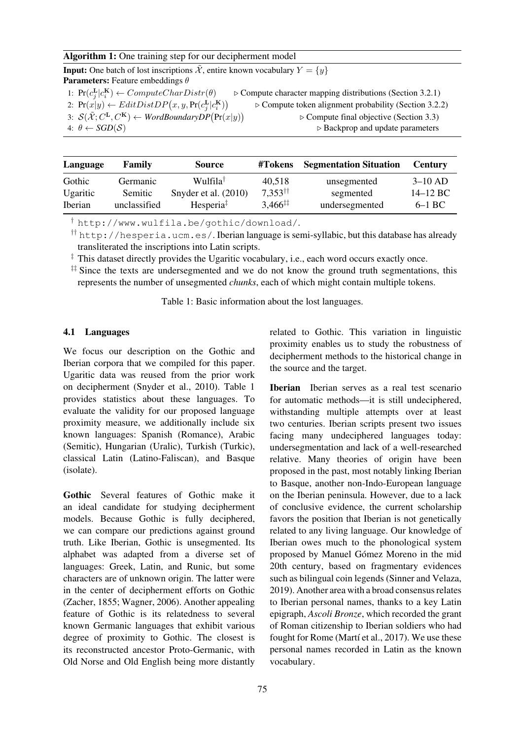**Algorithm 1:** One training step for our decipherment model

**Input:** One batch of lost inscriptions $\tilde{\mathcal{X}}$, entire known vocabulary $Y = \{y\}$
**Parameters:** Feature embeddings $\theta$

1: $\Pr(c^{\mathbf{L}}_j | c^{\mathbf{K}}_i) \leftarrow ComputeCharDistr(\theta)$ ▷ Compute character mapping distributions (Section 3.2.1)
2: $\Pr(x|y) \leftarrow EditDistDP\big(x, y, \Pr(c^{\mathbf{L}}_j | c^{\mathbf{K}}_i)\big)$ ▷ Compute token alignment probability (Section 3.2.2)
3: $\mathcal{S}(\tilde{\mathcal{X}}; C^{\mathbf{L}}, C^{\mathbf{K}}) \leftarrow$ *WordBoundaryDP*$\big(\Pr(x|y)\big)$ ▷ Compute final objective (Section 3.3)
4: $\theta \leftarrow$ *SGD*$(\mathcal{S})$ ▷ Backprop and update parameters

| Language | Family | Source | #Tokens | Segmentation Situation | Century |
|---|---|---|---|---|---|
| Gothic | Germanic | Wulfila[†] | 40,518 | unsegmented | 3–10 AD |
| Ugaritic | Semitic | Snyder et al. (2010) | 7,353[‡] | segmented | 14–12 BC |
| Iberian | unclassified | Hesperia[††] | 3,466[‡‡] | undersegmented | 6–1 BC |

[†] http://www.wulfila.be/gothic/download/.

[††] http://hesperia.ucm.es/. Iberian language is semi-syllabic, but this database has already transliterated the inscriptions into Latin scripts.

[‡] This dataset directly provides the Ugaritic vocabulary, i.e., each word occurs exactly once.

[‡‡] Since the texts are undersegmented and we do not know the ground truth segmentations, this represents the number of unsegmented *chunks*, each of which might contain multiple tokens.

Table 1: Basic information about the lost languages.

### 4.1 Languages

We focus our description on the Gothic and Iberian corpora that we compiled for this paper. Ugaritic data was reused from the prior work on decipherment (Snyder et al., 2010). Table 1 provides statistics about these languages. To evaluate the validity for our proposed language proximity measure, we additionally include six known languages: Spanish (Romance), Arabic (Semitic), Hungarian (Uralic), Turkish (Turkic), classical Latin (Latino-Faliscan), and Basque (isolate).

**Gothic** Several features of Gothic make it an ideal candidate for studying decipherment models. Because Gothic is fully deciphered, we can compare our predictions against ground truth. Like Iberian, Gothic is unsegmented. Its alphabet was adapted from a diverse set of languages: Greek, Latin, and Runic, but some characters are of unknown origin. The latter were in the center of decipherment efforts on Gothic (Zacher, 1855; Wagner, 2006). Another appealing feature of Gothic is its relatedness to several known Germanic languages that exhibit various degree of proximity to Gothic. The closest is its reconstructed ancestor Proto-Germanic, with Old Norse and Old English being more distantly related to Gothic. This variation in linguistic proximity enables us to study the robustness of decipherment methods to the historical change in the source and the target.

**Iberian** Iberian serves as a real test scenario for automatic methods—it is still undeciphered, withstanding multiple attempts over at least two centuries. Iberian scripts present two issues facing many undeciphered languages today: undersegmentation and lack of a well-researched relative. Many theories of origin have been proposed in the past, most notably linking Iberian to Basque, another non-Indo-European language on the Iberian peninsula. However, due to a lack of conclusive evidence, the current scholarship favors the position that Iberian is not genetically related to any living language. Our knowledge of Iberian owes much to the phonological system proposed by Manuel Gómez Moreno in the mid 20th century, based on fragmentary evidences such as bilingual coin legends (Sinner and Velaza, 2019). Another area with a broad consensus relates to Iberian personal names, thanks to a key Latin epigraph, *Ascoli Bronze*, which recorded the grant of Roman citizenship to Iberian soldiers who had fought for Rome (Martí et al., 2017). We use these personal names recorded in Latin as the known vocabulary.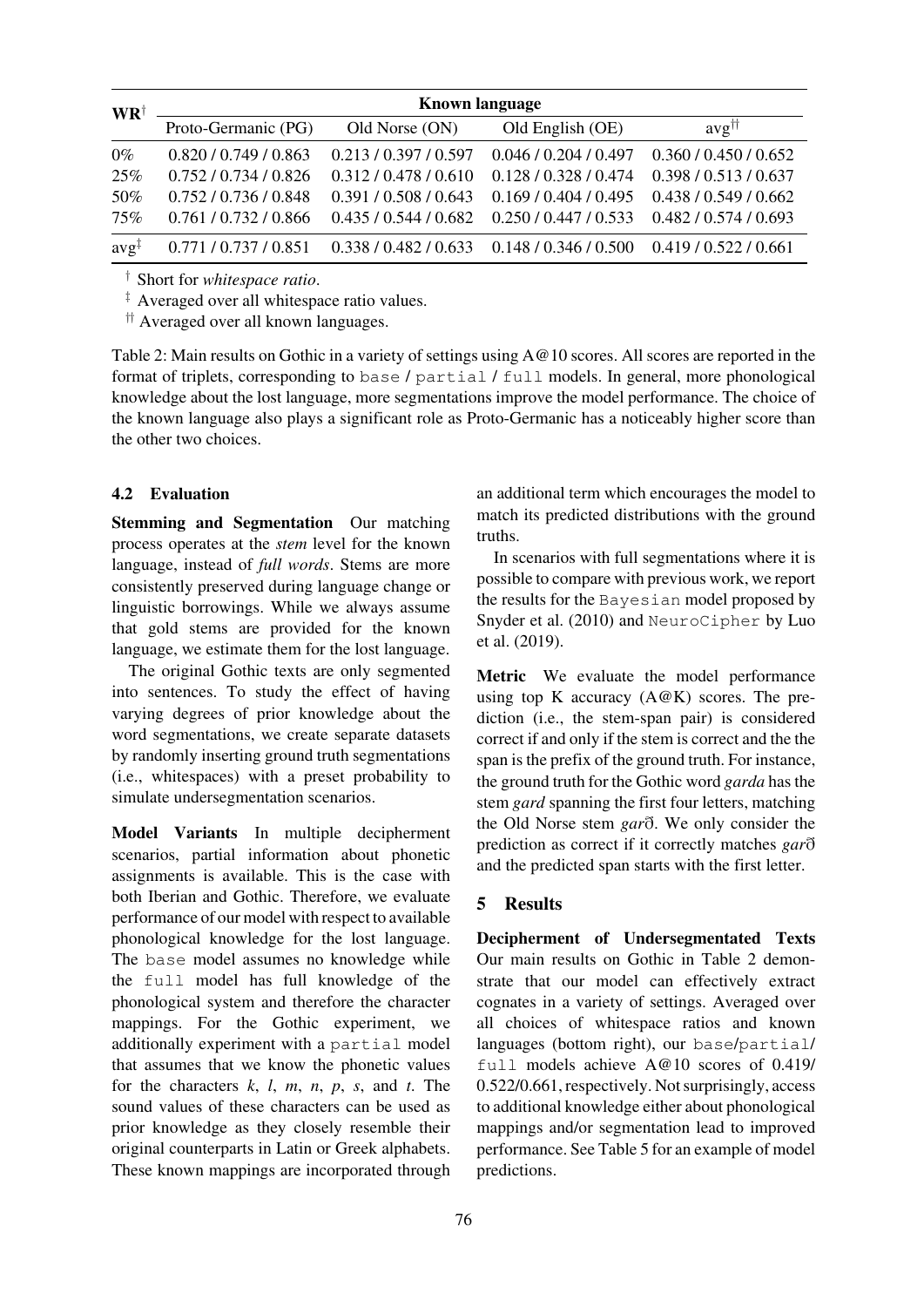| WR[†] | Known language | | | |
|---|---|---|---|---|
| | Proto-Germanic (PG) | Old Norse (ON) | Old English (OE) | avg[††] |
| 0% | 0.820 / 0.749 / 0.863 | 0.213 / 0.397 / 0.597 | 0.046 / 0.204 / 0.497 | 0.360 / 0.450 / 0.652 |
| 25% | 0.752 / 0.734 / 0.826 | 0.312 / 0.478 / 0.610 | 0.128 / 0.328 / 0.474 | 0.398 / 0.513 / 0.637 |
| 50% | 0.752 / 0.736 / 0.848 | 0.391 / 0.508 / 0.643 | 0.169 / 0.404 / 0.495 | 0.438 / 0.549 / 0.662 |
| 75% | 0.761 / 0.732 / 0.866 | 0.435 / 0.544 / 0.682 | 0.250 / 0.447 / 0.533 | 0.482 / 0.574 / 0.693 |
| avg[‡] | 0.771 / 0.737 / 0.851 | 0.338 / 0.482 / 0.633 | 0.148 / 0.346 / 0.500 | 0.419 / 0.522 / 0.661 |

[†] Short for *whitespace ratio*.

[‡] Averaged over all whitespace ratio values.

[††] Averaged over all known languages.

Table 2: Main results on Gothic in a variety of settings using A@10 scores. All scores are reported in the format of triplets, corresponding to `base` / `partial` / `full` models. In general, more phonological knowledge about the lost language, more segmentations improve the model performance. The choice of the known language also plays a significant role as Proto-Germanic has a noticeably higher score than the other two choices.

### 4.2 Evaluation

**Stemming and Segmentation** Our matching process operates at the *stem* level for the known language, instead of *full words*. Stems are more consistently preserved during language change or linguistic borrowings. While we always assume that gold stems are provided for the known language, we estimate them for the lost language.

The original Gothic texts are only segmented into sentences. To study the effect of having varying degrees of prior knowledge about the word segmentations, we create separate datasets by randomly inserting ground truth segmentations (i.e., whitespaces) with a preset probability to simulate undersegmentation scenarios.

**Model Variants** In multiple decipherment scenarios, partial information about phonetic assignments is available. This is the case with both Iberian and Gothic. Therefore, we evaluate performance of our model with respect to available phonological knowledge for the lost language. The `base` model assumes no knowledge while the `full` model has full knowledge of the phonological system and therefore the character mappings. For the Gothic experiment, we additionally experiment with a `partial` model that assumes that we know the phonetic values for the characters *k*, *l*, *m*, *n*, *p*, *s*, and *t*. The sound values of these characters can be used as prior knowledge as they closely resemble their original counterparts in Latin or Greek alphabets. These known mappings are incorporated through an additional term which encourages the model to match its predicted distributions with the ground truths.

In scenarios with full segmentations where it is possible to compare with previous work, we report the results for the `Bayesian` model proposed by Snyder et al. (2010) and `NeuroCipher` by Luo et al. (2019).

**Metric** We evaluate the model performance using top K accuracy (A@K) scores. The prediction (i.e., the stem-span pair) is considered correct if and only if the stem is correct and the the span is the prefix of the ground truth. For instance, the ground truth for the Gothic word *garda* has the stem *gard* spanning the first four letters, matching the Old Norse stem *garð*. We only consider the prediction as correct if it correctly matches *garð* and the predicted span starts with the first letter.

## 5 Results

**Decipherment of Undersegmentated Texts** Our main results on Gothic in Table 2 demonstrate that our model can effectively extract cognates in a variety of settings. Averaged over all choices of whitespace ratios and known languages (bottom right), our `base`/`partial`/`full` models achieve A@10 scores of 0.419/0.522/0.661, respectively. Not surprisingly, access to additional knowledge either about phonological mappings and/or segmentation lead to improved performance. See Table 5 for an example of model predictions.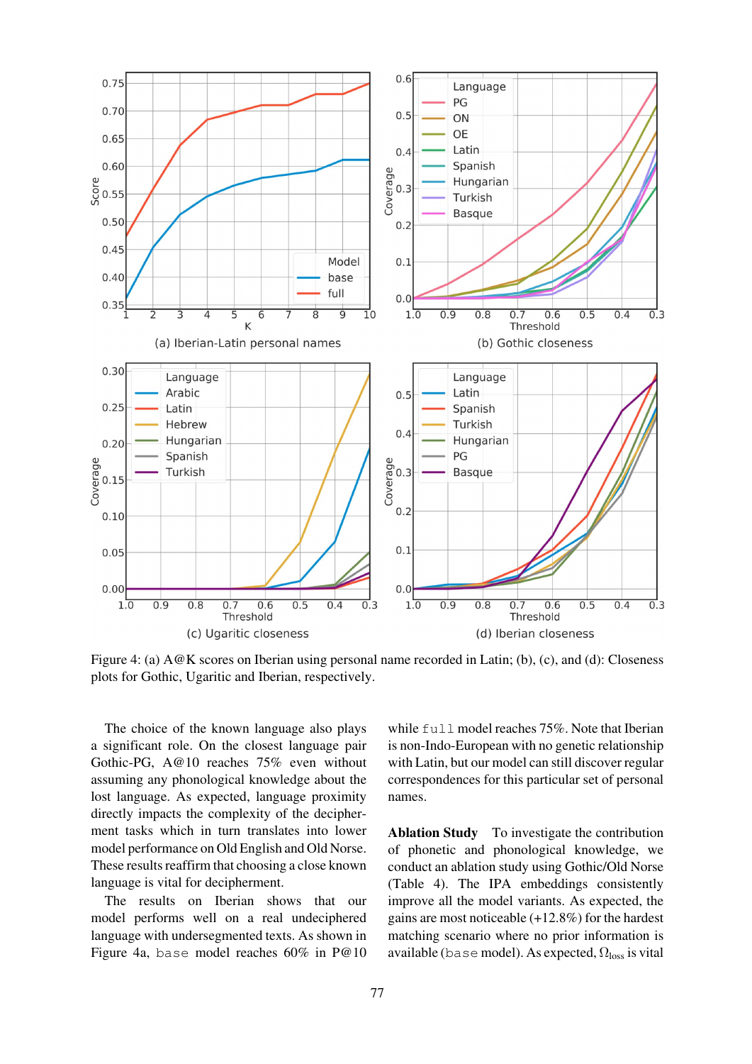Figure 4: (a) A@K scores on Iberian using personal name recorded in Latin; (b), (c), and (d): Closeness plots for Gothic, Ugaritic and Iberian, respectively.

The choice of the known language also plays a significant role. On the closest language pair Gothic-PG, A@10 reaches 75% even without assuming any phonological knowledge about the lost language. As expected, language proximity directly impacts the complexity of the decipherment tasks which in turn translates into lower model performance on Old English and Old Norse. These results reaffirm that choosing a close known language is vital for decipherment.

The results on Iberian shows that our model performs well on a real undeciphered language with undersegmented texts. As shown in Figure 4a, `base` model reaches 60% in P@10 while `full` model reaches 75%. Note that Iberian is non-Indo-European with no genetic relationship with Latin, but our model can still discover regular correspondences for this particular set of personal names.

**Ablation Study** To investigate the contribution of phonetic and phonological knowledge, we conduct an ablation study using Gothic/Old Norse (Table 4). The IPA embeddings consistently improve all the model variants. As expected, the gains are most noticeable (+12.8%) for the hardest matching scenario where no prior information is available (`base` model). As expected, $\Omega_{\text{loss}}$ is vital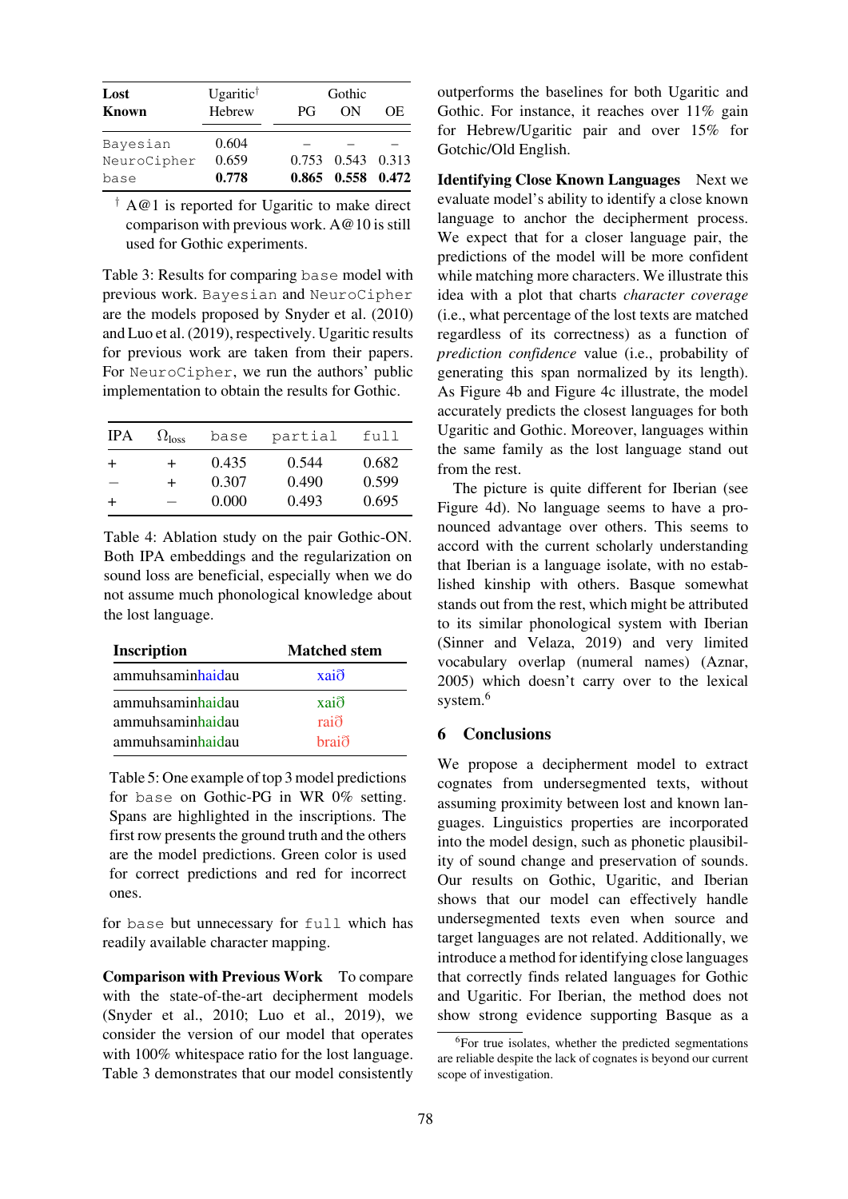| **Lost** | Ugaritic[†] | Gothic | | |
|---|---|---|---|---|
| **Known** | Hebrew | PG | ON | OE |
| Bayesian | 0.604 | – | – | – |
| NeuroCipher | 0.659 | 0.753 | 0.543 | 0.313 |
| base | **0.778** | **0.865** | **0.558** | **0.472** |

[†] A@1 is reported for Ugaritic to make direct comparison with previous work. A@10 is still used for Gothic experiments.

Table 3: Results for comparing base model with previous work. Bayesian and NeuroCipher are the models proposed by Snyder et al. (2010) and Luo et al. (2019), respectively. Ugaritic results for previous work are taken from their papers. For NeuroCipher, we run the authors' public implementation to obtain the results for Gothic.

| IPA | $\Omega_{\text{loss}}$ | base | partial | full |
|---|---|---|---|---|
| + | + | 0.435 | 0.544 | 0.682 |
| − | + | 0.307 | 0.490 | 0.599 |
| + | − | 0.000 | 0.493 | 0.695 |

Table 4: Ablation study on the pair Gothic-ON. Both IPA embeddings and the regularization on sound loss are beneficial, especially when we do not assume much phonological knowledge about the lost language.

| **Inscription** | **Matched stem** |
|---|---|
| ammuhsaminhaidau | xaið |
| ammuhsaminhaidau | xaið |
| ammuhsaminhaidau | raið |
| ammuhsaminhaidau | braið |

Table 5: One example of top 3 model predictions for base on Gothic-PG in WR 0% setting. Spans are highlighted in the inscriptions. The first row presents the ground truth and the others are the model predictions. Green color is used for correct predictions and red for incorrect ones.

for base but unnecessary for full which has readily available character mapping.

**Comparison with Previous Work** To compare with the state-of-the-art decipherment models (Snyder et al., 2010; Luo et al., 2019), we consider the version of our model that operates with 100% whitespace ratio for the lost language. Table 3 demonstrates that our model consistently outperforms the baselines for both Ugaritic and Gothic. For instance, it reaches over 11% gain for Hebrew/Ugaritic pair and over 15% for Gotchic/Old English.

**Identifying Close Known Languages** Next we evaluate model's ability to identify a close known language to anchor the decipherment process. We expect that for a closer language pair, the predictions of the model will be more confident while matching more characters. We illustrate this idea with a plot that charts *character coverage* (i.e., what percentage of the lost texts are matched regardless of its correctness) as a function of *prediction confidence* value (i.e., probability of generating this span normalized by its length). As Figure 4b and Figure 4c illustrate, the model accurately predicts the closest languages for both Ugaritic and Gothic. Moreover, languages within the same family as the lost language stand out from the rest.

The picture is quite different for Iberian (see Figure 4d). No language seems to have a pronounced advantage over others. This seems to accord with the current scholarly understanding that Iberian is a language isolate, with no established kinship with others. Basque somewhat stands out from the rest, which might be attributed to its similar phonological system with Iberian (Sinner and Velaza, 2019) and very limited vocabulary overlap (numeral names) (Aznar, 2005) which doesn't carry over to the lexical system.[6]

## 6 Conclusions

We propose a decipherment model to extract cognates from undersegmented texts, without assuming proximity between lost and known languages. Linguistics properties are incorporated into the model design, such as phonetic plausibility of sound change and preservation of sounds. Our results on Gothic, Ugaritic, and Iberian shows that our model can effectively handle undersegmented texts even when source and target languages are not related. Additionally, we introduce a method for identifying close languages that correctly finds related languages for Gothic and Ugaritic. For Iberian, the method does not show strong evidence supporting Basque as a

[6] For true isolates, whether the predicted segmentations are reliable despite the lack of cognates is beyond our current scope of investigation.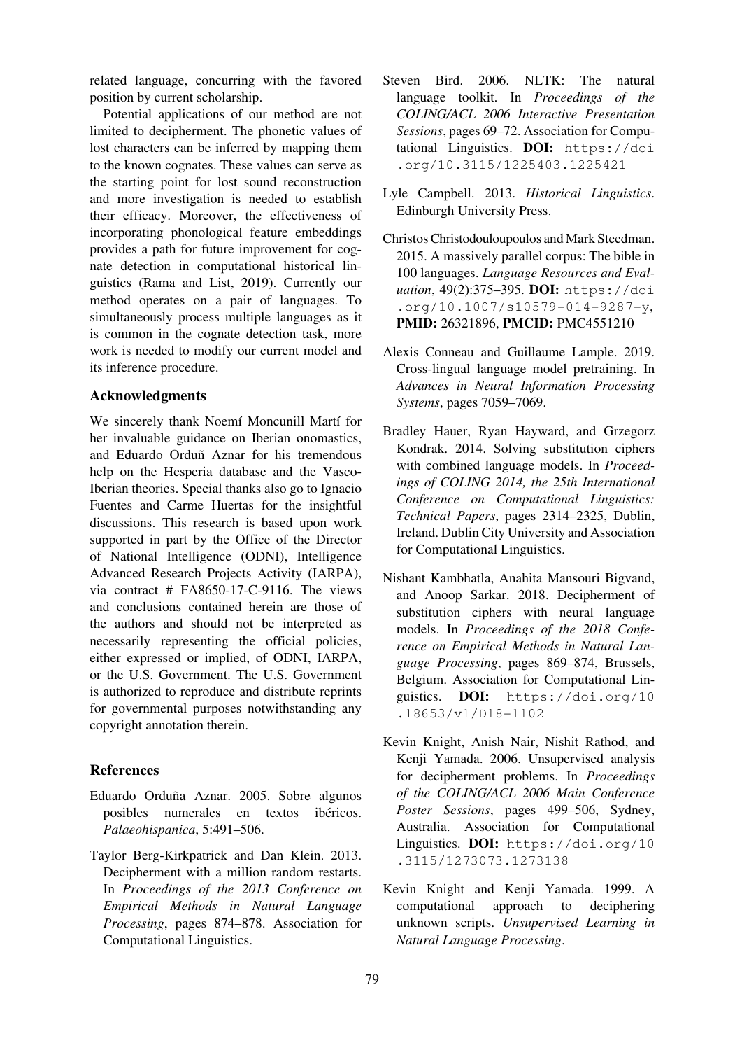related language, concurring with the favored position by current scholarship.

Potential applications of our method are not limited to decipherment. The phonetic values of lost characters can be inferred by mapping them to the known cognates. These values can serve as the starting point for lost sound reconstruction and more investigation is needed to establish their efficacy. Moreover, the effectiveness of incorporating phonological feature embeddings provides a path for future improvement for cognate detection in computational historical linguistics (Rama and List, 2019). Currently our method operates on a pair of languages. To simultaneously process multiple languages as it is common in the cognate detection task, more work is needed to modify our current model and its inference procedure.

## Acknowledgments

We sincerely thank Noemí Moncunill Martí for her invaluable guidance on Iberian onomastics, and Eduardo Orduñ Aznar for his tremendous help on the Hesperia database and the Vasco-Iberian theories. Special thanks also go to Ignacio Fuentes and Carme Huertas for the insightful discussions. This research is based upon work supported in part by the Office of the Director of National Intelligence (ODNI), Intelligence Advanced Research Projects Activity (IARPA), via contract # FA8650-17-C-9116. The views and conclusions contained herein are those of the authors and should not be interpreted as necessarily representing the official policies, either expressed or implied, of ODNI, IARPA, or the U.S. Government. The U.S. Government is authorized to reproduce and distribute reprints for governmental purposes notwithstanding any copyright annotation therein.

## References

Eduardo Orduña Aznar. 2005. Sobre algunos posibles numerales en textos ibéricos. *Palaeohispanica*, 5:491–506.

Taylor Berg-Kirkpatrick and Dan Klein. 2013. Decipherment with a million random restarts. In *Proceedings of the 2013 Conference on Empirical Methods in Natural Language Processing*, pages 874–878. Association for Computational Linguistics.

Steven Bird. 2006. NLTK: The natural language toolkit. In *Proceedings of the COLING/ACL 2006 Interactive Presentation Sessions*, pages 69–72. Association for Computational Linguistics. **DOI:** https://doi.org/10.3115/1225403.1225421

Lyle Campbell. 2013. *Historical Linguistics*. Edinburgh University Press.

Christos Christodouloupoulos and Mark Steedman. 2015. A massively parallel corpus: The bible in 100 languages. *Language Resources and Evaluation*, 49(2):375–395. **DOI:** https://doi.org/10.1007/s10579-014-9287-y, **PMID:** 26321896, **PMCID:** PMC4551210

Alexis Conneau and Guillaume Lample. 2019. Cross-lingual language model pretraining. In *Advances in Neural Information Processing Systems*, pages 7059–7069.

Bradley Hauer, Ryan Hayward, and Grzegorz Kondrak. 2014. Solving substitution ciphers with combined language models. In *Proceedings of COLING 2014, the 25th International Conference on Computational Linguistics: Technical Papers*, pages 2314–2325, Dublin, Ireland. Dublin City University and Association for Computational Linguistics.

Nishant Kambhatla, Anahita Mansouri Bigvand, and Anoop Sarkar. 2018. Decipherment of substitution ciphers with neural language models. In *Proceedings of the 2018 Conference on Empirical Methods in Natural Language Processing*, pages 869–874, Brussels, Belgium. Association for Computational Linguistics. **DOI:** https://doi.org/10.18653/v1/D18-1102

Kevin Knight, Anish Nair, Nishit Rathod, and Kenji Yamada. 2006. Unsupervised analysis for decipherment problems. In *Proceedings of the COLING/ACL 2006 Main Conference Poster Sessions*, pages 499–506, Sydney, Australia. Association for Computational Linguistics. **DOI:** https://doi.org/10.3115/1273073.1273138

Kevin Knight and Kenji Yamada. 1999. A computational approach to deciphering unknown scripts. *Unsupervised Learning in Natural Language Processing*.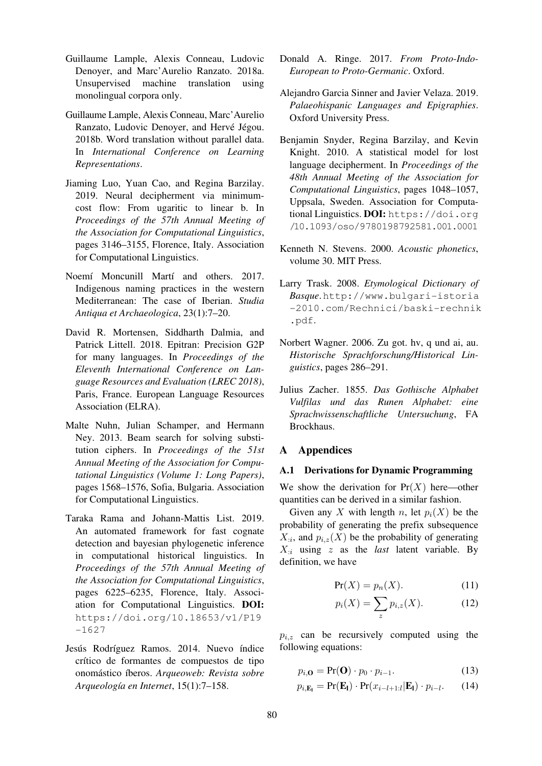Guillaume Lample, Alexis Conneau, Ludovic Denoyer, and Marc'Aurelio Ranzato. 2018a. Unsupervised machine translation using monolingual corpora only.

Guillaume Lample, Alexis Conneau, Marc'Aurelio Ranzato, Ludovic Denoyer, and Hervé Jégou. 2018b. Word translation without parallel data. In *International Conference on Learning Representations*.

Jiaming Luo, Yuan Cao, and Regina Barzilay. 2019. Neural decipherment via minimum-cost flow: From ugaritic to linear b. In *Proceedings of the 57th Annual Meeting of the Association for Computational Linguistics*, pages 3146–3155, Florence, Italy. Association for Computational Linguistics.

Noemí Moncunill Martí and others. 2017. Indigenous naming practices in the western Mediterranean: The case of Iberian. *Studia Antiqua et Archaeologica*, 23(1):7–20.

David R. Mortensen, Siddharth Dalmia, and Patrick Littell. 2018. Epitran: Precision G2P for many languages. In *Proceedings of the Eleventh International Conference on Language Resources and Evaluation (LREC 2018)*, Paris, France. European Language Resources Association (ELRA).

Malte Nuhn, Julian Schamper, and Hermann Ney. 2013. Beam search for solving substitution ciphers. In *Proceedings of the 51st Annual Meeting of the Association for Computational Linguistics (Volume 1: Long Papers)*, pages 1568–1576, Sofia, Bulgaria. Association for Computational Linguistics.

Taraka Rama and Johann-Mattis List. 2019. An automated framework for fast cognate detection and bayesian phylogenetic inference in computational historical linguistics. In *Proceedings of the 57th Annual Meeting of the Association for Computational Linguistics*, pages 6225–6235, Florence, Italy. Association for Computational Linguistics. **DOI:** `https://doi.org/10.18653/v1/P19-1627`

Jesús Rodríguez Ramos. 2014. Nuevo índice crítico de formantes de compuestos de tipo onomástico íberos. *Arqueoweb: Revista sobre Arqueología en Internet*, 15(1):7–158.

Donald A. Ringe. 2017. *From Proto-Indo-European to Proto-Germanic*. Oxford.

Alejandro Garcia Sinner and Javier Velaza. 2019. *Palaeohispanic Languages and Epigraphies*. Oxford University Press.

Benjamin Snyder, Regina Barzilay, and Kevin Knight. 2010. A statistical model for lost language decipherment. In *Proceedings of the 48th Annual Meeting of the Association for Computational Linguistics*, pages 1048–1057, Uppsala, Sweden. Association for Computational Linguistics. **DOI:** `https://doi.org/10.1093/oso/9780198792581.001.0001`

Kenneth N. Stevens. 2000. *Acoustic phonetics*, volume 30. MIT Press.

Larry Trask. 2008. *Etymological Dictionary of Basque*. `http://www.bulgari-istoria-2010.com/Rechnici/baski-rechnik.pdf`.

Norbert Wagner. 2006. Zu got. hv, q und ai, au. *Historische Sprachforschung/Historical Linguistics*, pages 286–291.

Julius Zacher. 1855. *Das Gothische Alphabet Vulfilas und das Runen Alphabet: eine Sprachwissenschaftliche Untersuchung*, FA Brockhaus.

# A Appendices

## A.1 Derivations for Dynamic Programming

We show the derivation for $\Pr(X)$ here—other quantities can be derived in a similar fashion.

Given any $X$ with length $n$, let $p_i(X)$ be the probability of generating the prefix subsequence $X_{:i}$, and $p_{i,z}(X)$ be the probability of generating $X_{:i}$ using $z$ as the *last* latent variable. By definition, we have

$$\Pr(X) = p_n(X). \tag{11}$$

$$p_i(X) = \sum_z p_{i,z}(X). \tag{12}$$

$p_{i,z}$ can be recursively computed using the following equations:

$$p_{i,\mathbf{O}} = \Pr(\mathbf{O}) \cdot p_0 \cdot p_{i-1}. \tag{13}$$

$$p_{i,\mathbf{E_l}} = \Pr(\mathbf{E_l}) \cdot \Pr(x_{i-l+1:l}|\mathbf{E_l}) \cdot p_{i-l}. \tag{14}$$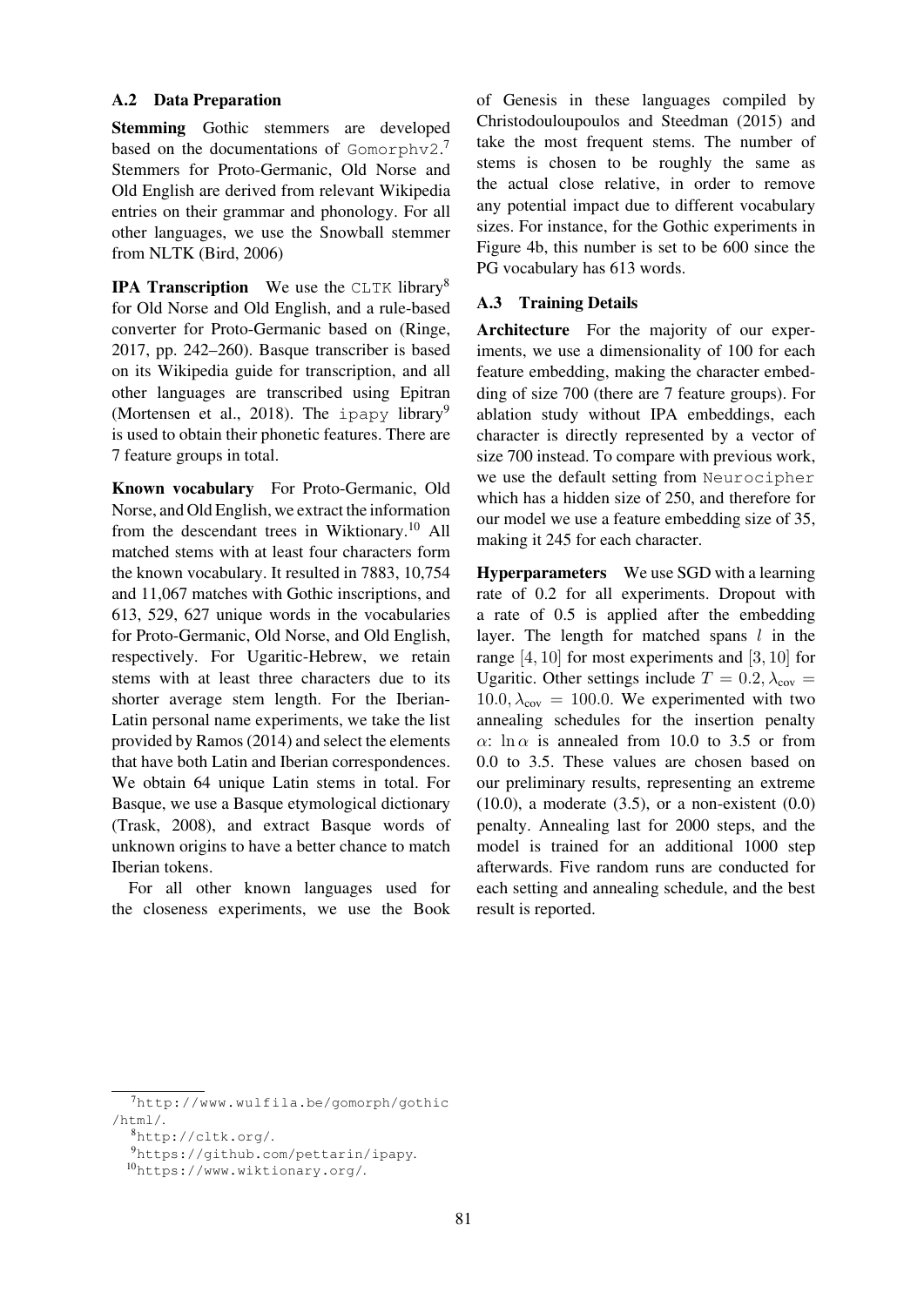### A.2 Data Preparation

**Stemming** Gothic stemmers are developed based on the documentations of Gomorphv2.[7] Stemmers for Proto-Germanic, Old Norse and Old English are derived from relevant Wikipedia entries on their grammar and phonology. For all other languages, we use the Snowball stemmer from NLTK (Bird, 2006)

**IPA Transcription** We use the CLTK library[8] for Old Norse and Old English, and a rule-based converter for Proto-Germanic based on (Ringe, 2017, pp. 242–260). Basque transcriber is based on its Wikipedia guide for transcription, and all other languages are transcribed using Epitran (Mortensen et al., 2018). The ipapy library[9] is used to obtain their phonetic features. There are 7 feature groups in total.

**Known vocabulary** For Proto-Germanic, Old Norse, and Old English, we extract the information from the descendant trees in Wiktionary.[10] All matched stems with at least four characters form the known vocabulary. It resulted in 7883, 10,754 and 11,067 matches with Gothic inscriptions, and 613, 529, 627 unique words in the vocabularies for Proto-Germanic, Old Norse, and Old English, respectively. For Ugaritic-Hebrew, we retain stems with at least three characters due to its shorter average stem length. For the Iberian-Latin personal name experiments, we take the list provided by Ramos (2014) and select the elements that have both Latin and Iberian correspondences. We obtain 64 unique Latin stems in total. For Basque, we use a Basque etymological dictionary (Trask, 2008), and extract Basque words of unknown origins to have a better chance to match Iberian tokens.

For all other known languages used for the closeness experiments, we use the Book of Genesis in these languages compiled by Christodouloupoulos and Steedman (2015) and take the most frequent stems. The number of stems is chosen to be roughly the same as the actual close relative, in order to remove any potential impact due to different vocabulary sizes. For instance, for the Gothic experiments in Figure 4b, this number is set to be 600 since the PG vocabulary has 613 words.

### A.3 Training Details

**Architecture** For the majority of our experiments, we use a dimensionality of 100 for each feature embedding, making the character embedding of size 700 (there are 7 feature groups). For ablation study without IPA embeddings, each character is directly represented by a vector of size 700 instead. To compare with previous work, we use the default setting from Neurocipher which has a hidden size of 250, and therefore for our model we use a feature embedding size of 35, making it 245 for each character.

**Hyperparameters** We use SGD with a learning rate of 0.2 for all experiments. Dropout with a rate of 0.5 is applied after the embedding layer. The length for matched spans $l$ in the range $[4, 10]$ for most experiments and $[3, 10]$ for Ugaritic. Other settings include $T = 0.2, \lambda_{\text{cov}} = 10.0, \lambda_{\text{cov}} = 100.0$. We experimented with two annealing schedules for the insertion penalty $\alpha$: $\ln \alpha$ is annealed from 10.0 to 3.5 or from 0.0 to 3.5. These values are chosen based on our preliminary results, representing an extreme (10.0), a moderate (3.5), or a non-existent (0.0) penalty. Annealing last for 2000 steps, and the model is trained for an additional 1000 step afterwards. Five random runs are conducted for each setting and annealing schedule, and the best result is reported.

[7] http://www.wulfila.be/gomorph/gothic/html/.

[8] http://cltk.org/.

[9] https://github.com/pettarin/ipapy.

[10] https://www.wiktionary.org/.